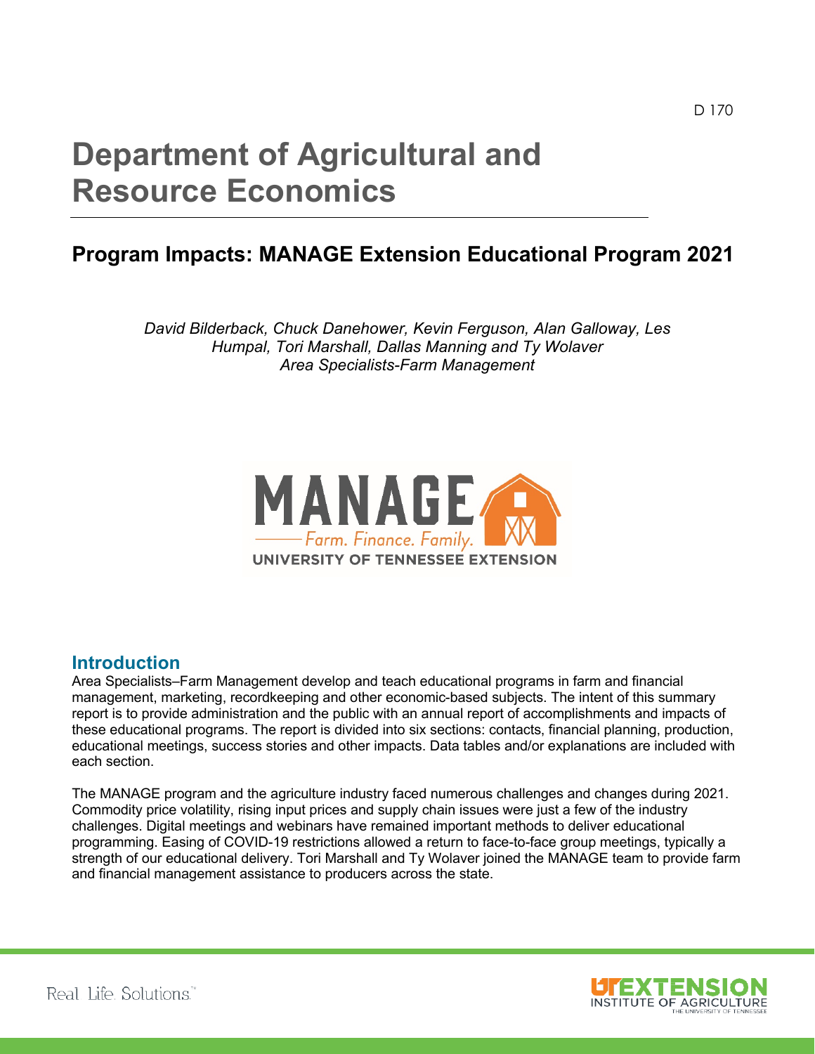D 170

# Department of Agricultural and Resource Economics

## Program Impacts: MANAGE Extension Educational Program 2021

*David Bilderback, Chuck Danehower, Kevin Ferguson, Alan Galloway, Les Humpal, Tori Marshall, Dallas Manning and Ty Wolaver*
*Area Specialists-Farm Management*

### Introduction

Area Specialists–Farm Management develop and teach educational programs in farm and financial management, marketing, recordkeeping and other economic-based subjects. The intent of this summary report is to provide administration and the public with an annual report of accomplishments and impacts of these educational programs. The report is divided into six sections: contacts, financial planning, production, educational meetings, success stories and other impacts. Data tables and/or explanations are included with each section.

The MANAGE program and the agriculture industry faced numerous challenges and changes during 2021. Commodity price volatility, rising input prices and supply chain issues were just a few of the industry challenges. Digital meetings and webinars have remained important methods to deliver educational programming. Easing of COVID-19 restrictions allowed a return to face-to-face group meetings, typically a strength of our educational delivery. Tori Marshall and Ty Wolaver joined the MANAGE team to provide farm and financial management assistance to producers across the state.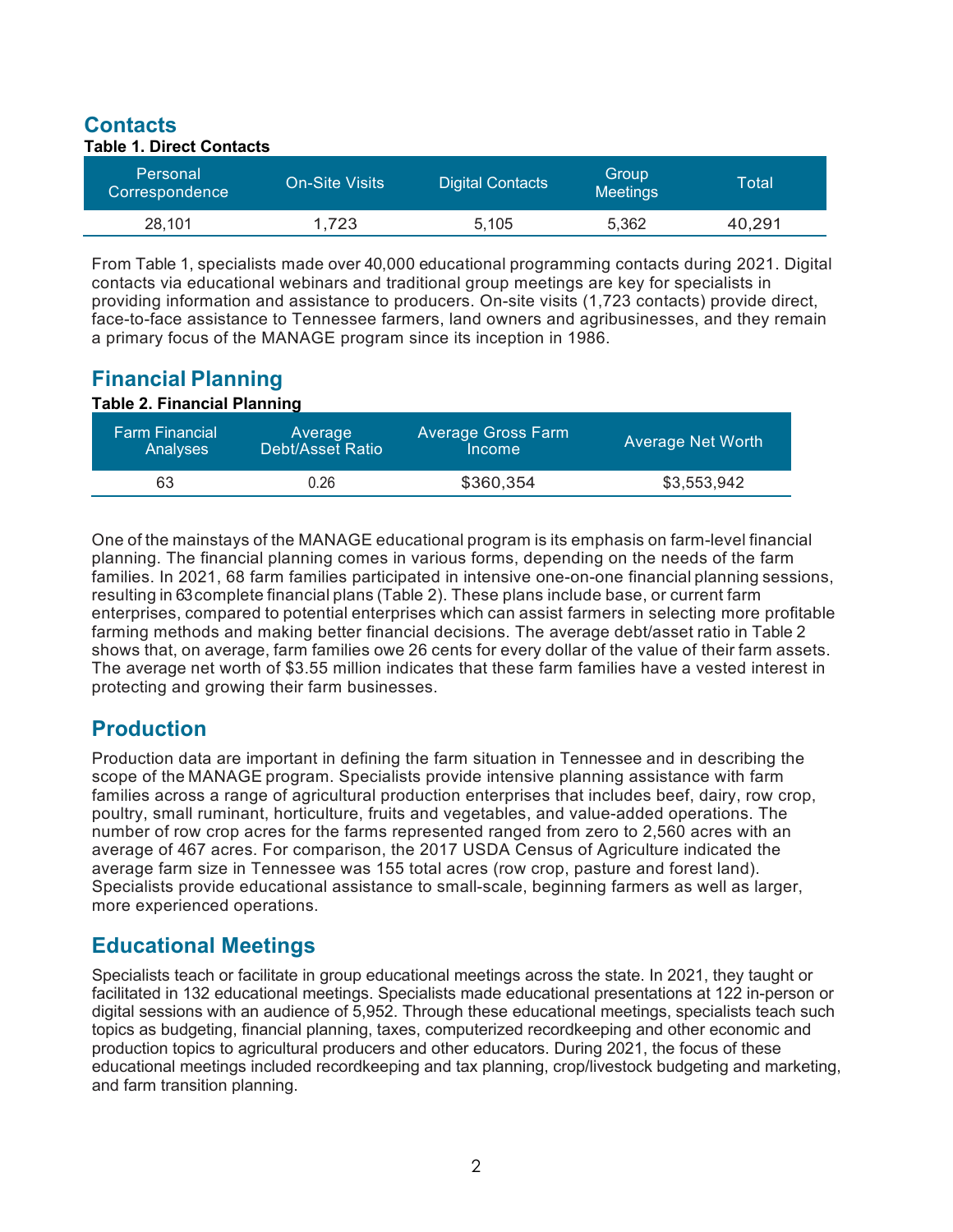## Contacts

**Table 1. Direct Contacts**

| Personal Correspondence | On-Site Visits | Digital Contacts | Group Meetings | Total |
|---|---|---|---|---|
| 28,101 | 1,723 | 5,105 | 5,362 | 40,291 |

From Table 1, specialists made over 40,000 educational programming contacts during 2021. Digital contacts via educational webinars and traditional group meetings are key for specialists in providing information and assistance to producers. On-site visits (1,723 contacts) provide direct, face-to-face assistance to Tennessee farmers, land owners and agribusinesses, and they remain a primary focus of the MANAGE program since its inception in 1986.

## Financial Planning

**Table 2. Financial Planning**

| Farm Financial Analyses | Average Debt/Asset Ratio | Average Gross Farm Income | Average Net Worth |
|---|---|---|---|
| 63 | 0.26 | $360,354 | $3,553,942 |

One of the mainstays of the MANAGE educational program is its emphasis on farm-level financial planning. The financial planning comes in various forms, depending on the needs of the farm families. In 2021, 68 farm families participated in intensive one-on-one financial planning sessions, resulting in 63 complete financial plans (Table 2). These plans include base, or current farm enterprises, compared to potential enterprises which can assist farmers in selecting more profitable farming methods and making better financial decisions. The average debt/asset ratio in Table 2 shows that, on average, farm families owe 26 cents for every dollar of the value of their farm assets. The average net worth of $3.55 million indicates that these farm families have a vested interest in protecting and growing their farm businesses.

## Production

Production data are important in defining the farm situation in Tennessee and in describing the scope of the MANAGE program. Specialists provide intensive planning assistance with farm families across a range of agricultural production enterprises that includes beef, dairy, row crop, poultry, small ruminant, horticulture, fruits and vegetables, and value-added operations. The number of row crop acres for the farms represented ranged from zero to 2,560 acres with an average of 467 acres. For comparison, the 2017 USDA Census of Agriculture indicated the average farm size in Tennessee was 155 total acres (row crop, pasture and forest land). Specialists provide educational assistance to small-scale, beginning farmers as well as larger, more experienced operations.

## Educational Meetings

Specialists teach or facilitate in group educational meetings across the state. In 2021, they taught or facilitated in 132 educational meetings. Specialists made educational presentations at 122 in-person or digital sessions with an audience of 5,952. Through these educational meetings, specialists teach such topics as budgeting, financial planning, taxes, computerized recordkeeping and other economic and production topics to agricultural producers and other educators. During 2021, the focus of these educational meetings included recordkeeping and tax planning, crop/livestock budgeting and marketing, and farm transition planning.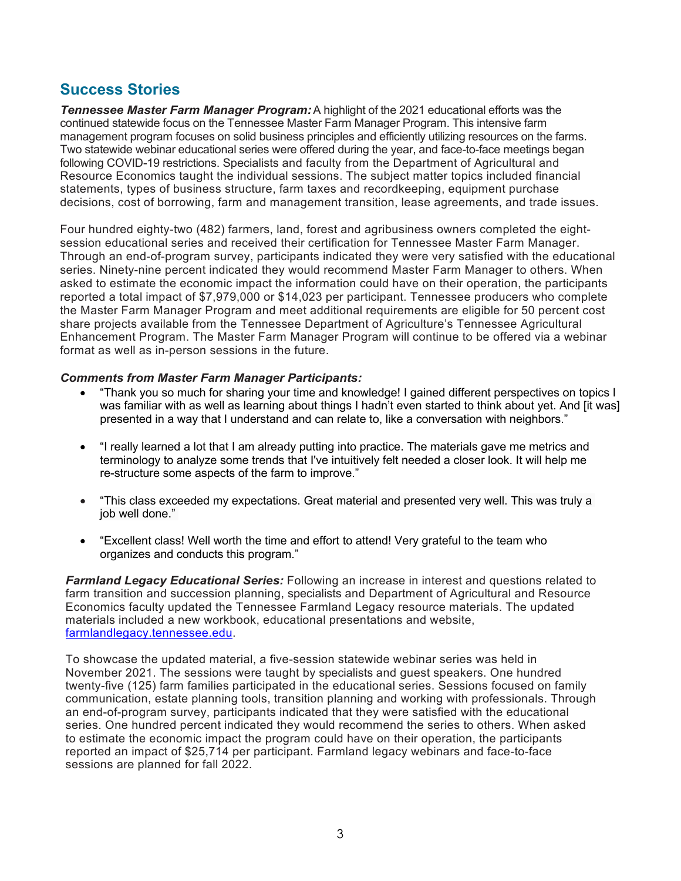## Success Stories

***Tennessee Master Farm Manager Program:*** A highlight of the 2021 educational efforts was the continued statewide focus on the Tennessee Master Farm Manager Program. This intensive farm management program focuses on solid business principles and efficiently utilizing resources on the farms. Two statewide webinar educational series were offered during the year, and face-to-face meetings began following COVID-19 restrictions. Specialists and faculty from the Department of Agricultural and Resource Economics taught the individual sessions. The subject matter topics included financial statements, types of business structure, farm taxes and recordkeeping, equipment purchase decisions, cost of borrowing, farm and management transition, lease agreements, and trade issues.

Four hundred eighty-two (482) farmers, land, forest and agribusiness owners completed the eight-session educational series and received their certification for Tennessee Master Farm Manager. Through an end-of-program survey, participants indicated they were very satisfied with the educational series. Ninety-nine percent indicated they would recommend Master Farm Manager to others. When asked to estimate the economic impact the information could have on their operation, the participants reported a total impact of $7,979,000 or $14,023 per participant. Tennessee producers who complete the Master Farm Manager Program and meet additional requirements are eligible for 50 percent cost share projects available from the Tennessee Department of Agriculture's Tennessee Agricultural Enhancement Program. The Master Farm Manager Program will continue to be offered via a webinar format as well as in-person sessions in the future.

***Comments from Master Farm Manager Participants:***

- "Thank you so much for sharing your time and knowledge! I gained different perspectives on topics I was familiar with as well as learning about things I hadn't even started to think about yet. And [it was] presented in a way that I understand and can relate to, like a conversation with neighbors."
- "I really learned a lot that I am already putting into practice. The materials gave me metrics and terminology to analyze some trends that I've intuitively felt needed a closer look. It will help me re-structure some aspects of the farm to improve."
- "This class exceeded my expectations. Great material and presented very well. This was truly a job well done."
- "Excellent class! Well worth the time and effort to attend! Very grateful to the team who organizes and conducts this program."

***Farmland Legacy Educational Series:*** Following an increase in interest and questions related to farm transition and succession planning, specialists and Department of Agricultural and Resource Economics faculty updated the Tennessee Farmland Legacy resource materials. The updated materials included a new workbook, educational presentations and website, [farmlandlegacy.tennessee.edu](farmlandlegacy.tennessee.edu).

To showcase the updated material, a five-session statewide webinar series was held in November 2021. The sessions were taught by specialists and guest speakers. One hundred twenty-five (125) farm families participated in the educational series. Sessions focused on family communication, estate planning tools, transition planning and working with professionals. Through an end-of-program survey, participants indicated that they were satisfied with the educational series. One hundred percent indicated they would recommend the series to others. When asked to estimate the economic impact the program could have on their operation, the participants reported an impact of $25,714 per participant. Farmland legacy webinars and face-to-face sessions are planned for fall 2022.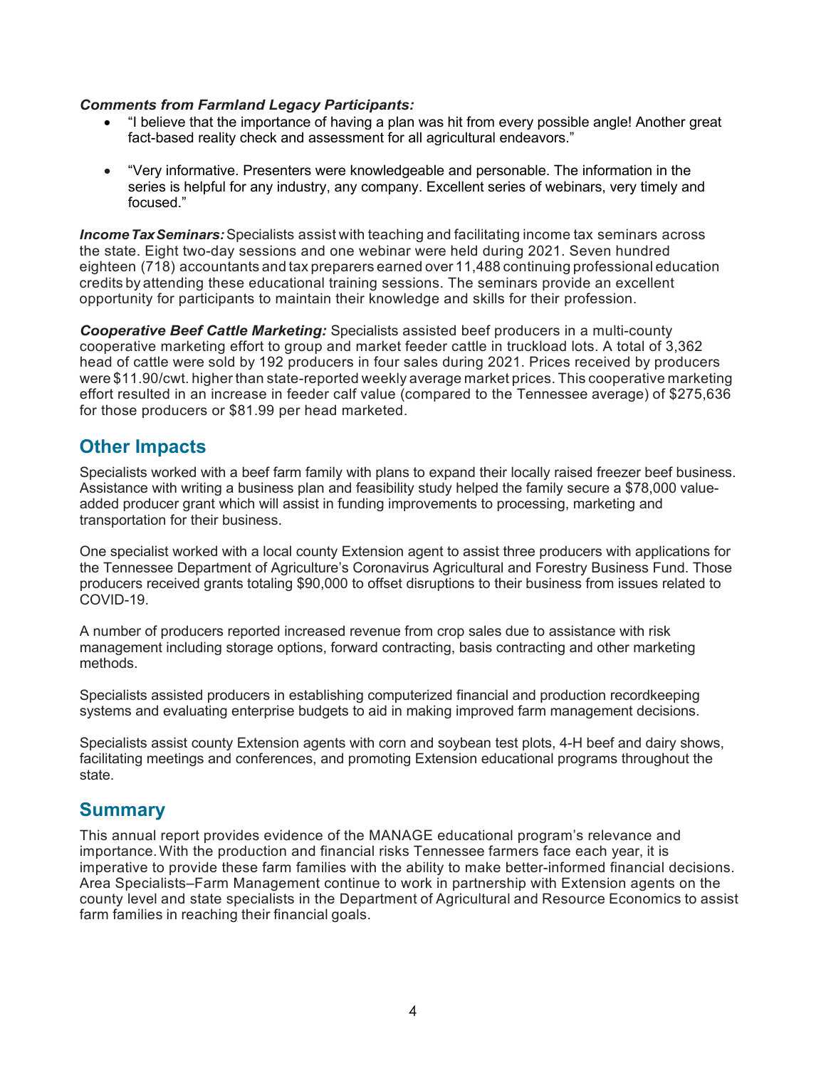***Comments from Farmland Legacy Participants:***

- "I believe that the importance of having a plan was hit from every possible angle! Another great fact-based reality check and assessment for all agricultural endeavors."
- "Very informative. Presenters were knowledgeable and personable. The information in the series is helpful for any industry, any company. Excellent series of webinars, very timely and focused."

***Income Tax Seminars:*** Specialists assist with teaching and facilitating income tax seminars across the state. Eight two-day sessions and one webinar were held during 2021. Seven hundred eighteen (718) accountants and tax preparers earned over 11,488 continuing professional education credits by attending these educational training sessions. The seminars provide an excellent opportunity for participants to maintain their knowledge and skills for their profession.

***Cooperative Beef Cattle Marketing:*** Specialists assisted beef producers in a multi-county cooperative marketing effort to group and market feeder cattle in truckload lots. A total of 3,362 head of cattle were sold by 192 producers in four sales during 2021. Prices received by producers were $11.90/cwt. higher than state-reported weekly average market prices. This cooperative marketing effort resulted in an increase in feeder calf value (compared to the Tennessee average) of $275,636 for those producers or $81.99 per head marketed.

## Other Impacts

Specialists worked with a beef farm family with plans to expand their locally raised freezer beef business. Assistance with writing a business plan and feasibility study helped the family secure a $78,000 value-added producer grant which will assist in funding improvements to processing, marketing and transportation for their business.

One specialist worked with a local county Extension agent to assist three producers with applications for the Tennessee Department of Agriculture's Coronavirus Agricultural and Forestry Business Fund. Those producers received grants totaling $90,000 to offset disruptions to their business from issues related to COVID-19.

A number of producers reported increased revenue from crop sales due to assistance with risk management including storage options, forward contracting, basis contracting and other marketing methods.

Specialists assisted producers in establishing computerized financial and production recordkeeping systems and evaluating enterprise budgets to aid in making improved farm management decisions.

Specialists assist county Extension agents with corn and soybean test plots, 4-H beef and dairy shows, facilitating meetings and conferences, and promoting Extension educational programs throughout the state.

## Summary

This annual report provides evidence of the MANAGE educational program's relevance and importance. With the production and financial risks Tennessee farmers face each year, it is imperative to provide these farm families with the ability to make better-informed financial decisions. Area Specialists–Farm Management continue to work in partnership with Extension agents on the county level and state specialists in the Department of Agricultural and Resource Economics to assist farm families in reaching their financial goals.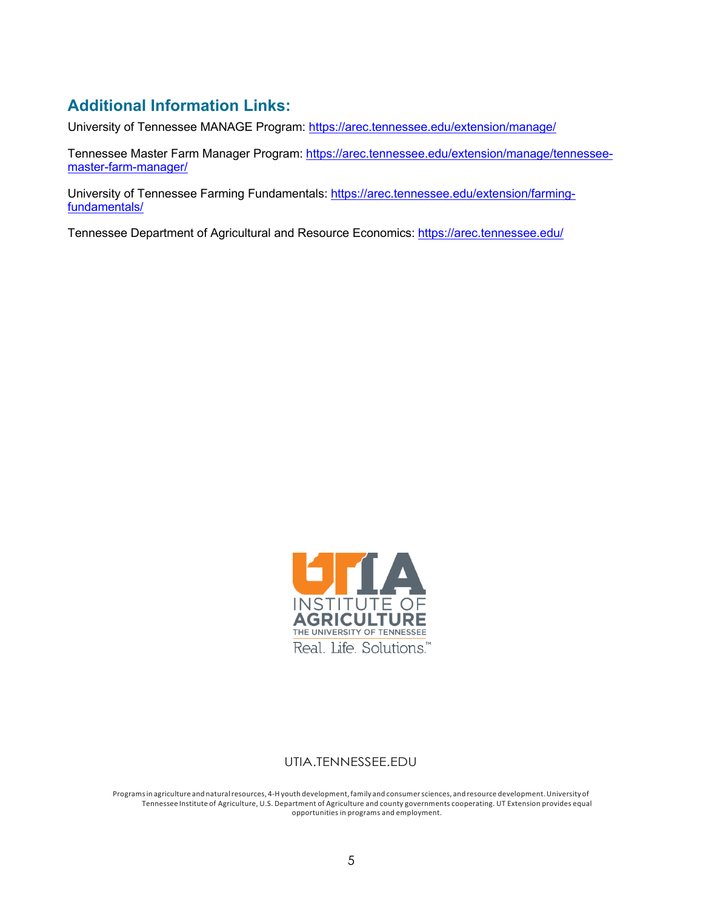## Additional Information Links:

University of Tennessee MANAGE Program: https://arec.tennessee.edu/extension/manage/

Tennessee Master Farm Manager Program: https://arec.tennessee.edu/extension/manage/tennessee-master-farm-manager/

University of Tennessee Farming Fundamentals: https://arec.tennessee.edu/extension/farming-fundamentals/

Tennessee Department of Agricultural and Resource Economics: https://arec.tennessee.edu/

UTIA
INSTITUTE OF
AGRICULTURE
THE UNIVERSITY OF TENNESSEE
Real. Life. Solutions.™

UTIA.TENNESSEE.EDU

Programs in agriculture and natural resources, 4-H youth development, family and consumer sciences, and resource development. University of Tennessee Institute of Agriculture, U.S. Department of Agriculture and county governments cooperating. UT Extension provides equal opportunities in programs and employment.